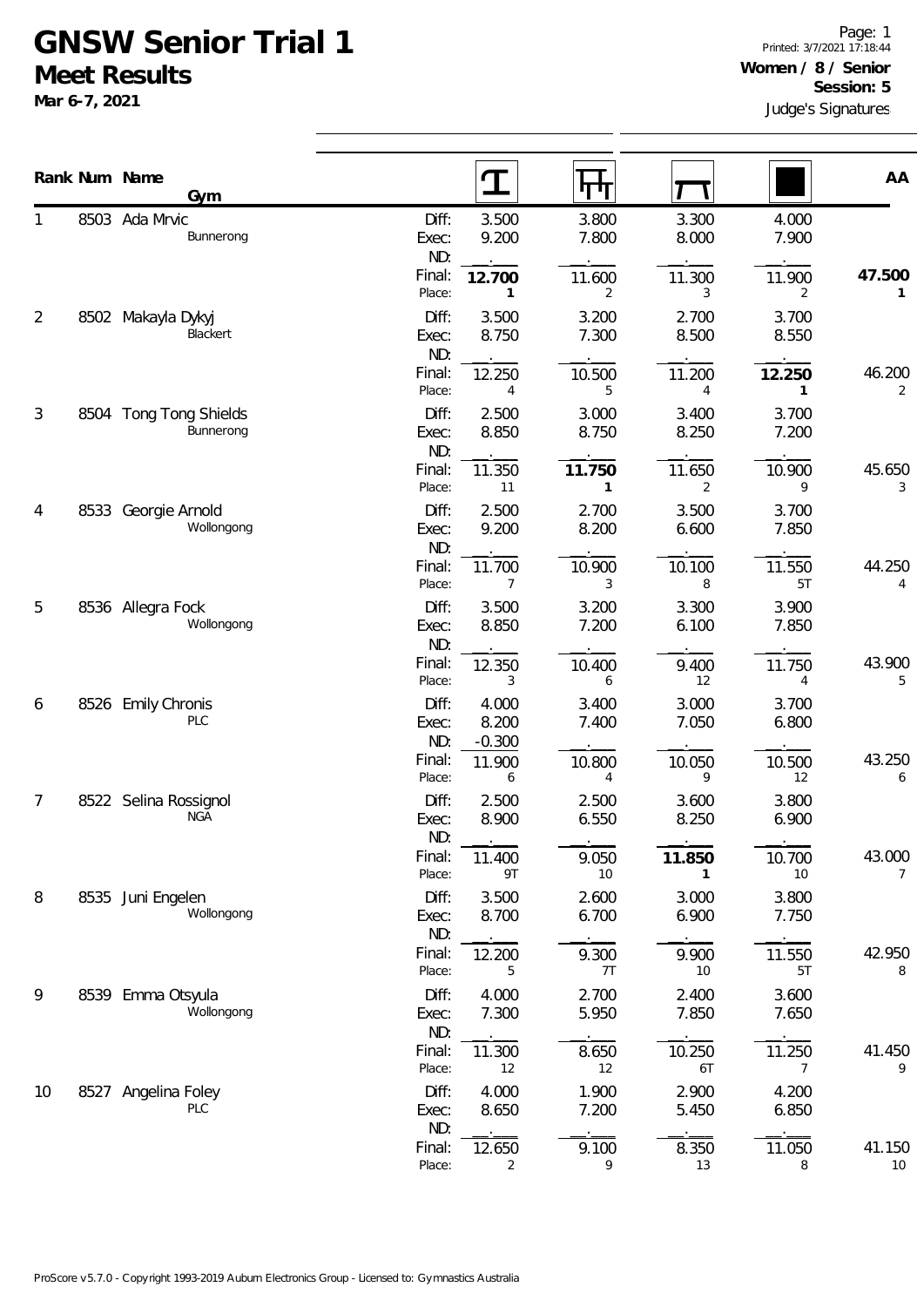# GNSW Senior Trial 1

## Meet Results

**Mar 6-7, 2021**

Printed: 3/7/2021 17:18:44

**Women / 8 / Senior**

**Session: 5**

Judge's Signatures

| Rank | Num | Name / Gym | | Vault | Bars | Beam | Floor | AA |
|---|---|---|---|---|---|---|---|---|
| 1 | 8503 | Ada Mrvic | Diff: | 3.500 | 3.800 | 3.300 | 4.000 | |
| | | Bunnerong | Exec: | 9.200 | 7.800 | 8.000 | 7.900 | |
| | | | ND: | . | . | . | . | |
| | | | Final: | **12.700** | 11.600 | 11.300 | 11.900 | **47.500** |
| | | | Place: | **1** | 2 | 3 | 2 | **1** |
| 2 | 8502 | Makayla Dykyj | Diff: | 3.500 | 3.200 | 2.700 | 3.700 | |
| | | Blackert | Exec: | 8.750 | 7.300 | 8.500 | 8.550 | |
| | | | ND: | . | . | . | . | |
| | | | Final: | 12.250 | 10.500 | 11.200 | **12.250** | 46.200 |
| | | | Place: | 4 | 5 | 4 | **1** | 2 |
| 3 | 8504 | Tong Tong Shields | Diff: | 2.500 | 3.000 | 3.400 | 3.700 | |
| | | Bunnerong | Exec: | 8.850 | 8.750 | 8.250 | 7.200 | |
| | | | ND: | . | . | . | . | |
| | | | Final: | 11.350 | **11.750** | 11.650 | 10.900 | 45.650 |
| | | | Place: | 11 | **1** | 2 | 9 | 3 |
| 4 | 8533 | Georgie Arnold | Diff: | 2.500 | 2.700 | 3.500 | 3.700 | |
| | | Wollongong | Exec: | 9.200 | 8.200 | 6.600 | 7.850 | |
| | | | ND: | . | . | . | . | |
| | | | Final: | 11.700 | 10.900 | 10.100 | 11.550 | 44.250 |
| | | | Place: | 7 | 3 | 8 | 5T | 4 |
| 5 | 8536 | Allegra Fock | Diff: | 3.500 | 3.200 | 3.300 | 3.900 | |
| | | Wollongong | Exec: | 8.850 | 7.200 | 6.100 | 7.850 | |
| | | | ND: | . | . | . | . | |
| | | | Final: | 12.350 | 10.400 | 9.400 | 11.750 | 43.900 |
| | | | Place: | 3 | 6 | 12 | 4 | 5 |
| 6 | 8526 | Emily Chronis | Diff: | 4.000 | 3.400 | 3.000 | 3.700 | |
| | | PLC | Exec: | 8.200 | 7.400 | 7.050 | 6.800 | |
| | | | ND: | -0.300 | . | . | . | |
| | | | Final: | 11.900 | 10.800 | 10.050 | 10.500 | 43.250 |
| | | | Place: | 6 | 4 | 9 | 12 | 6 |
| 7 | 8522 | Selina Rossignol | Diff: | 2.500 | 2.500 | 3.600 | 3.800 | |
| | | NGA | Exec: | 8.900 | 6.550 | 8.250 | 6.900 | |
| | | | ND: | . | . | . | . | |
| | | | Final: | 11.400 | 9.050 | **11.850** | 10.700 | 43.000 |
| | | | Place: | 9T | 10 | **1** | 10 | 7 |
| 8 | 8535 | Juni Engelen | Diff: | 3.500 | 2.600 | 3.000 | 3.800 | |
| | | Wollongong | Exec: | 8.700 | 6.700 | 6.900 | 7.750 | |
| | | | ND: | . | . | . | . | |
| | | | Final: | 12.200 | 9.300 | 9.900 | 11.550 | 42.950 |
| | | | Place: | 5 | 7T | 10 | 5T | 8 |
| 9 | 8539 | Emma Otsyula | Diff: | 4.000 | 2.700 | 2.400 | 3.600 | |
| | | Wollongong | Exec: | 7.300 | 5.950 | 7.850 | 7.650 | |
| | | | ND: | . | . | . | . | |
| | | | Final: | 11.300 | 8.650 | 10.250 | 11.250 | 41.450 |
| | | | Place: | 12 | 12 | 6T | 7 | 9 |
| 10 | 8527 | Angelina Foley | Diff: | 4.000 | 1.900 | 2.900 | 4.200 | |
| | | PLC | Exec: | 8.650 | 7.200 | 5.450 | 6.850 | |
| | | | ND: | . | . | . | . | |
| | | | Final: | 12.650 | 9.100 | 8.350 | 11.050 | 41.150 |
| | | | Place: | 2 | 9 | 13 | 8 | 10 |

ProScore v5.7.0 - Copyright 1993-2019 Auburn Electronics Group - Licensed to: Gymnastics Australia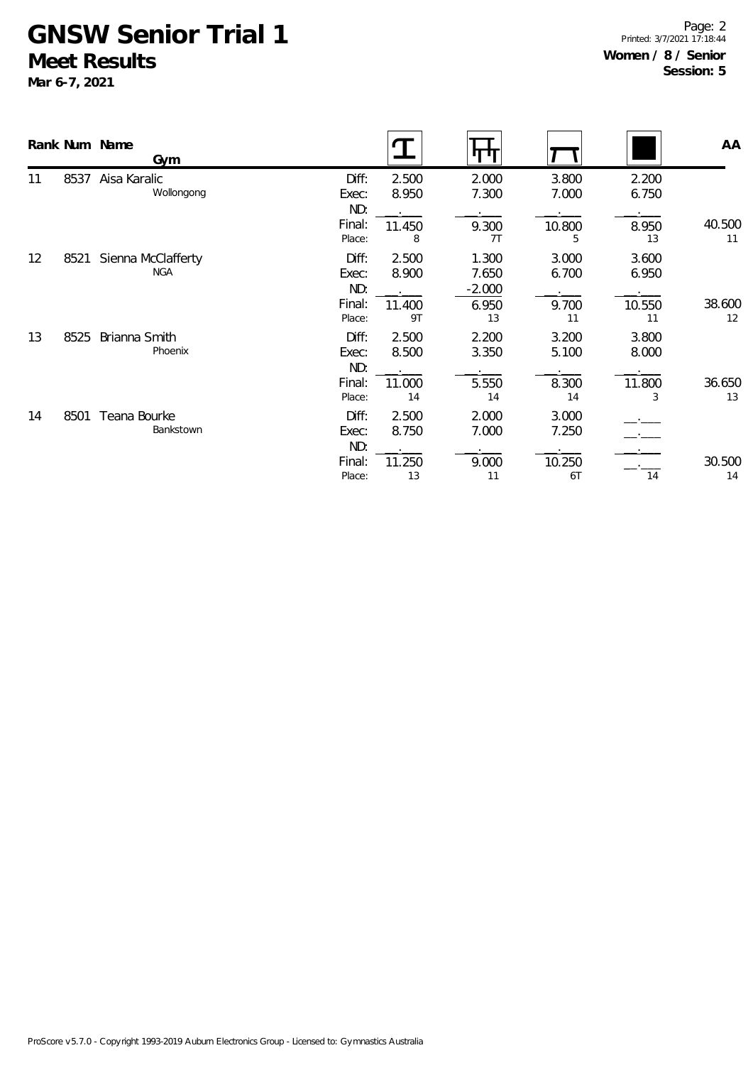# GNSW Senior Trial 1

## Meet Results

**Mar 6-7, 2021**

**Women / 8 / Senior**
**Session: 5**

| Rank | Num | Name / Gym | | Vault | Bars | Beam | Floor | AA |
|---|---|---|---|---|---|---|---|---|
| 11 | 8537 | Aisa Karalic | Diff: | 2.500 | 2.000 | 3.800 | 2.200 | |
| | | Wollongong | Exec: | 8.950 | 7.300 | 7.000 | 6.750 | |
| | | | ND: | __.___ | __.___ | __.___ | __.___ | |
| | | | Final: | 11.450 | 9.300 | 10.800 | 8.950 | 40.500 |
| | | | Place: | 8 | 7T | 5 | 13 | 11 |
| 12 | 8521 | Sienna McClafferty | Diff: | 2.500 | 1.300 | 3.000 | 3.600 | |
| | | NGA | Exec: | 8.900 | 7.650 | 6.700 | 6.950 | |
| | | | ND: | __.___ | -2.000 | __.___ | __.___ | |
| | | | Final: | 11.400 | 6.950 | 9.700 | 10.550 | 38.600 |
| | | | Place: | 9T | 13 | 11 | 11 | 12 |
| 13 | 8525 | Brianna Smith | Diff: | 2.500 | 2.200 | 3.200 | 3.800 | |
| | | Phoenix | Exec: | 8.500 | 3.350 | 5.100 | 8.000 | |
| | | | ND: | __.___ | __.___ | __.___ | __.___ | |
| | | | Final: | 11.000 | 5.550 | 8.300 | 11.800 | 36.650 |
| | | | Place: | 14 | 14 | 14 | 3 | 13 |
| 14 | 8501 | Teana Bourke | Diff: | 2.500 | 2.000 | 3.000 | __.___ | |
| | | Bankstown | Exec: | 8.750 | 7.000 | 7.250 | __.___ | |
| | | | ND: | __.___ | __.___ | __.___ | __.___ | |
| | | | Final: | 11.250 | 9.000 | 10.250 | __.___ | 30.500 |
| | | | Place: | 13 | 11 | 6T | 14 | 14 |

ProScore v5.7.0 - Copyright 1993-2019 Auburn Electronics Group - Licensed to: Gymnastics Australia